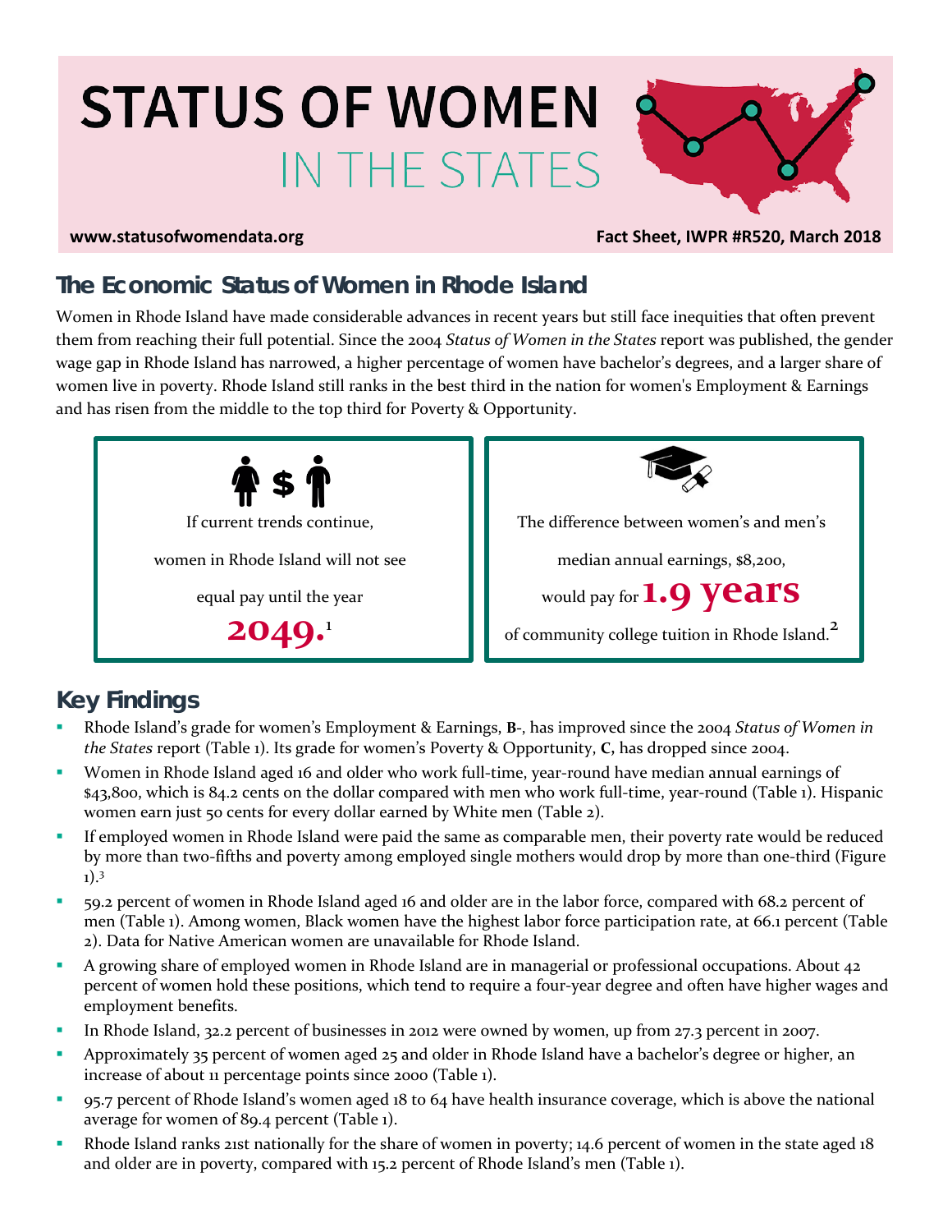# STATUS OF WOMEN IN THE STATES

www.statusofwomendata.org

Fact Sheet, IWPR #R520, March 2018

## The Economic Status of Women in Rhode Island

Women in Rhode Island have made considerable advances in recent years but still face inequities that often prevent them from reaching their full potential. Since the 2004 *Status of Women in the States* report was published, the gender wage gap in Rhode Island has narrowed, a higher percentage of women have bachelor's degrees, and a larger share of women live in poverty. Rhode Island still ranks in the best third in the nation for women's Employment & Earnings and has risen from the middle to the top third for Poverty & Opportunity.

If current trends continue, women in Rhode Island will not see equal pay until the year **2049.**[1]

The difference between women's and men's median annual earnings, $8,200, would pay for **1.9 years** of community college tuition in Rhode Island.[2]

## Key Findings

- Rhode Island's grade for women's Employment & Earnings, **B**-, has improved since the 2004 *Status of Women in the States* report (Table 1). Its grade for women's Poverty & Opportunity, **C**, has dropped since 2004.
- Women in Rhode Island aged 16 and older who work full-time, year-round have median annual earnings of $43,800, which is 84.2 cents on the dollar compared with men who work full-time, year-round (Table 1). Hispanic women earn just 50 cents for every dollar earned by White men (Table 2).
- If employed women in Rhode Island were paid the same as comparable men, their poverty rate would be reduced by more than two-fifths and poverty among employed single mothers would drop by more than one-third (Figure 1).[3]
- 59.2 percent of women in Rhode Island aged 16 and older are in the labor force, compared with 68.2 percent of men (Table 1). Among women, Black women have the highest labor force participation rate, at 66.1 percent (Table 2). Data for Native American women are unavailable for Rhode Island.
- A growing share of employed women in Rhode Island are in managerial or professional occupations. About 42 percent of women hold these positions, which tend to require a four-year degree and often have higher wages and employment benefits.
- In Rhode Island, 32.2 percent of businesses in 2012 were owned by women, up from 27.3 percent in 2007.
- Approximately 35 percent of women aged 25 and older in Rhode Island have a bachelor's degree or higher, an increase of about 11 percentage points since 2000 (Table 1).
- 95.7 percent of Rhode Island's women aged 18 to 64 have health insurance coverage, which is above the national average for women of 89.4 percent (Table 1).
- Rhode Island ranks 21st nationally for the share of women in poverty; 14.6 percent of women in the state aged 18 and older are in poverty, compared with 15.2 percent of Rhode Island's men (Table 1).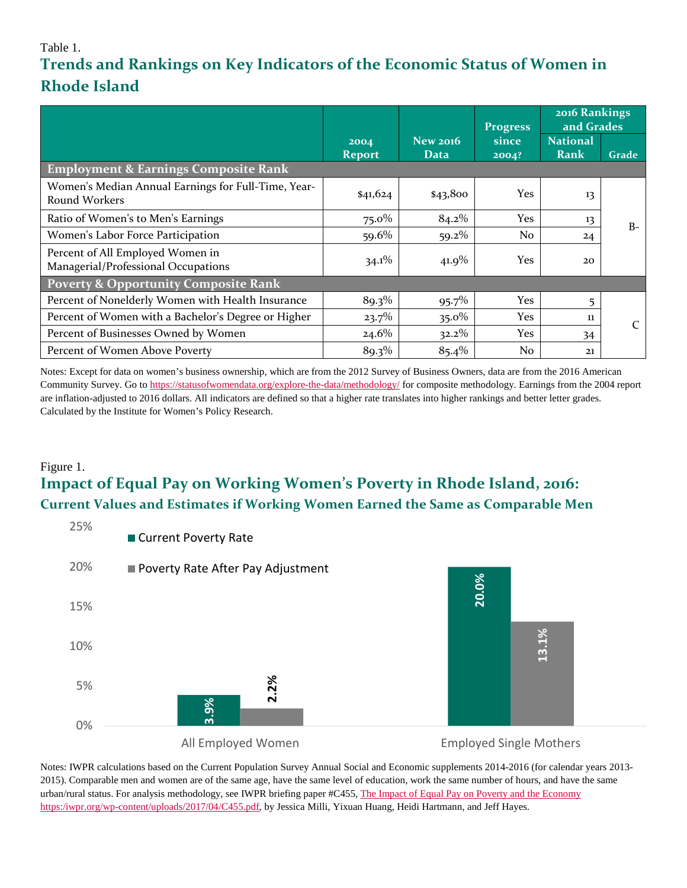Table 1.

## Trends and Rankings on Key Indicators of the Economic Status of Women in Rhode Island

| | 2004 Report | New 2016 Data | Progress since 2004? | 2016 Rankings and Grades | |
|---|---|---|---|---|---|
| | | | | National Rank | Grade |
| **Employment & Earnings Composite Rank** | | | | | |
| Women's Median Annual Earnings for Full-Time, Year-Round Workers | $41,624 | $43,800 | Yes | 13 | B- |
| Ratio of Women's to Men's Earnings | 75.0% | 84.2% | Yes | 13 | |
| Women's Labor Force Participation | 59.6% | 59.2% | No | 24 | |
| Percent of All Employed Women in Managerial/Professional Occupations | 34.1% | 41.9% | Yes | 20 | |
| **Poverty & Opportunity Composite Rank** | | | | | |
| Percent of Nonelderly Women with Health Insurance | 89.3% | 95.7% | Yes | 5 | C |
| Percent of Women with a Bachelor's Degree or Higher | 23.7% | 35.0% | Yes | 11 | |
| Percent of Businesses Owned by Women | 24.6% | 32.2% | Yes | 34 | |
| Percent of Women Above Poverty | 89.3% | 85.4% | No | 21 | |

Notes: Except for data on women's business ownership, which are from the 2012 Survey of Business Owners, data are from the 2016 American Community Survey. Go to https://statusofwomendata.org/explore-the-data/methodology/ for composite methodology. Earnings from the 2004 report are inflation-adjusted to 2016 dollars. All indicators are defined so that a higher rate translates into higher rankings and better letter grades. Calculated by the Institute for Women's Policy Research.

Figure 1.

## Impact of Equal Pay on Working Women's Poverty in Rhode Island, 2016:

### Current Values and Estimates if Working Women Earned the Same as Comparable Men

| | Current Poverty Rate | Poverty Rate After Pay Adjustment |
|---|---|---|
| All Employed Women | 3.9% | 2.2% |
| Employed Single Mothers | 20.0% | 13.1% |

Notes: IWPR calculations based on the Current Population Survey Annual Social and Economic supplements 2014-2016 (for calendar years 2013-2015). Comparable men and women are of the same age, have the same level of education, work the same number of hours, and have the same urban/rural status. For analysis methodology, see IWPR briefing paper #C455, The Impact of Equal Pay on Poverty and the Economy https://iwpr.org/wp-content/uploads/2017/04/C455.pdf, by Jessica Milli, Yixuan Huang, Heidi Hartmann, and Jeff Hayes.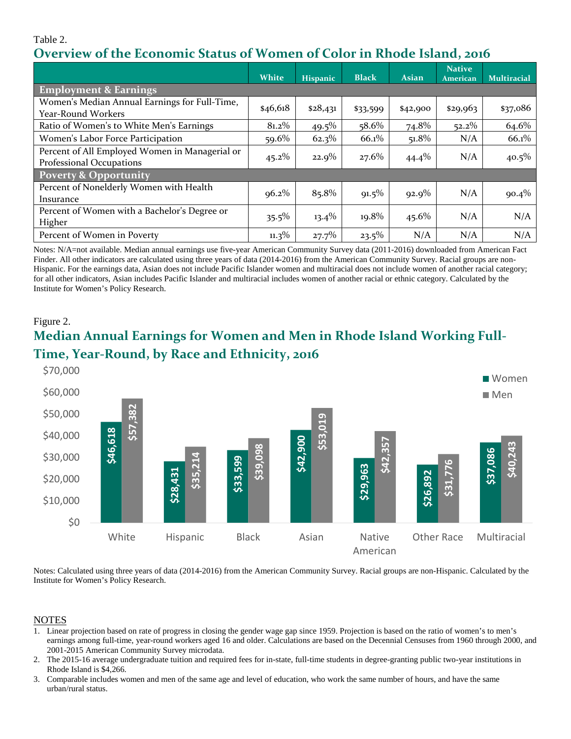Table 2.

## Overview of the Economic Status of Women of Color in Rhode Island, 2016

| | White | Hispanic | Black | Asian | Native American | Multiracial |
|---|---|---|---|---|---|---|
| **Employment & Earnings** | | | | | | |
| Women's Median Annual Earnings for Full-Time, Year-Round Workers | $46,618 | $28,431 | $33,599 | $42,900 | $29,963 | $37,086 |
| Ratio of Women's to White Men's Earnings | 81.2% | 49.5% | 58.6% | 74.8% | 52.2% | 64.6% |
| Women's Labor Force Participation | 59.6% | 62.3% | 66.1% | 51.8% | N/A | 66.1% |
| Percent of All Employed Women in Managerial or Professional Occupations | 45.2% | 22.9% | 27.6% | 44.4% | N/A | 40.5% |
| **Poverty & Opportunity** | | | | | | |
| Percent of Nonelderly Women with Health Insurance | 96.2% | 85.8% | 91.5% | 92.9% | N/A | 90.4% |
| Percent of Women with a Bachelor's Degree or Higher | 35.5% | 13.4% | 19.8% | 45.6% | N/A | N/A |
| Percent of Women in Poverty | 11.3% | 27.7% | 23.5% | N/A | N/A | N/A |

Notes: N/A=not available. Median annual earnings use five-year American Community Survey data (2011-2016) downloaded from American Fact Finder. All other indicators are calculated using three years of data (2014-2016) from the American Community Survey. Racial groups are non-Hispanic. For the earnings data, Asian does not include Pacific Islander women and multiracial does not include women of another racial category; for all other indicators, Asian includes Pacific Islander and multiracial includes women of another racial or ethnic category. Calculated by the Institute for Women's Policy Research.

Figure 2.

## Median Annual Earnings for Women and Men in Rhode Island Working Full-Time, Year-Round, by Race and Ethnicity, 2016

| | Women | Men |
|---|---|---|
| White | $46,618 | $57,382 |
| Hispanic | $28,431 | $35,214 |
| Black | $33,599 | $39,098 |
| Asian | $42,900 | $53,019 |
| Native American | $29,963 | $42,357 |
| Other Race | $26,892 | $31,776 |
| Multiracial | $37,086 | $40,243 |

Notes: Calculated using three years of data (2014-2016) from the American Community Survey. Racial groups are non-Hispanic. Calculated by the Institute for Women's Policy Research.

## NOTES

1. Linear projection based on rate of progress in closing the gender wage gap since 1959. Projection is based on the ratio of women's to men's earnings among full-time, year-round workers aged 16 and older. Calculations are based on the Decennial Censuses from 1960 through 2000, and 2001-2015 American Community Survey microdata.
2. The 2015-16 average undergraduate tuition and required fees for in-state, full-time students in degree-granting public two-year institutions in Rhode Island is $4,266.
3. Comparable includes women and men of the same age and level of education, who work the same number of hours, and have the same urban/rural status.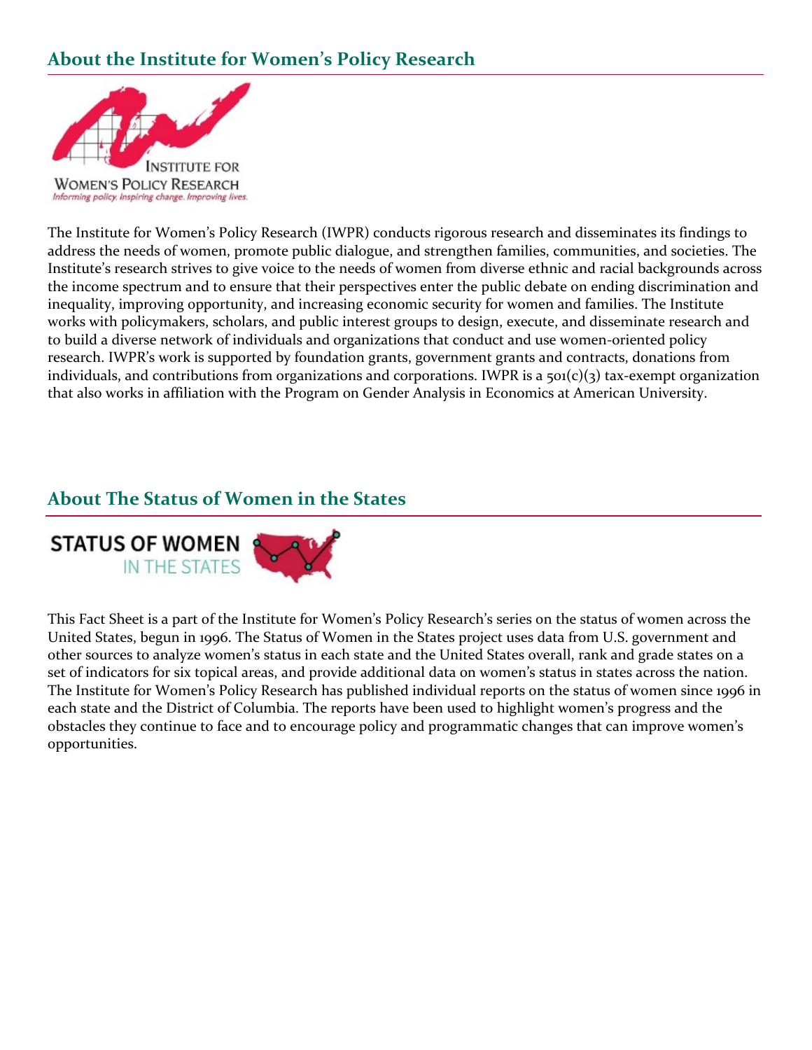## About the Institute for Women's Policy Research

The Institute for Women's Policy Research (IWPR) conducts rigorous research and disseminates its findings to address the needs of women, promote public dialogue, and strengthen families, communities, and societies. The Institute's research strives to give voice to the needs of women from diverse ethnic and racial backgrounds across the income spectrum and to ensure that their perspectives enter the public debate on ending discrimination and inequality, improving opportunity, and increasing economic security for women and families. The Institute works with policymakers, scholars, and public interest groups to design, execute, and disseminate research and to build a diverse network of individuals and organizations that conduct and use women-oriented policy research. IWPR's work is supported by foundation grants, government grants and contracts, donations from individuals, and contributions from organizations and corporations. IWPR is a 501(c)(3) tax-exempt organization that also works in affiliation with the Program on Gender Analysis in Economics at American University.

## About The Status of Women in the States

This Fact Sheet is a part of the Institute for Women's Policy Research's series on the status of women across the United States, begun in 1996. The Status of Women in the States project uses data from U.S. government and other sources to analyze women's status in each state and the United States overall, rank and grade states on a set of indicators for six topical areas, and provide additional data on women's status in states across the nation. The Institute for Women's Policy Research has published individual reports on the status of women since 1996 in each state and the District of Columbia. The reports have been used to highlight women's progress and the obstacles they continue to face and to encourage policy and programmatic changes that can improve women's opportunities.